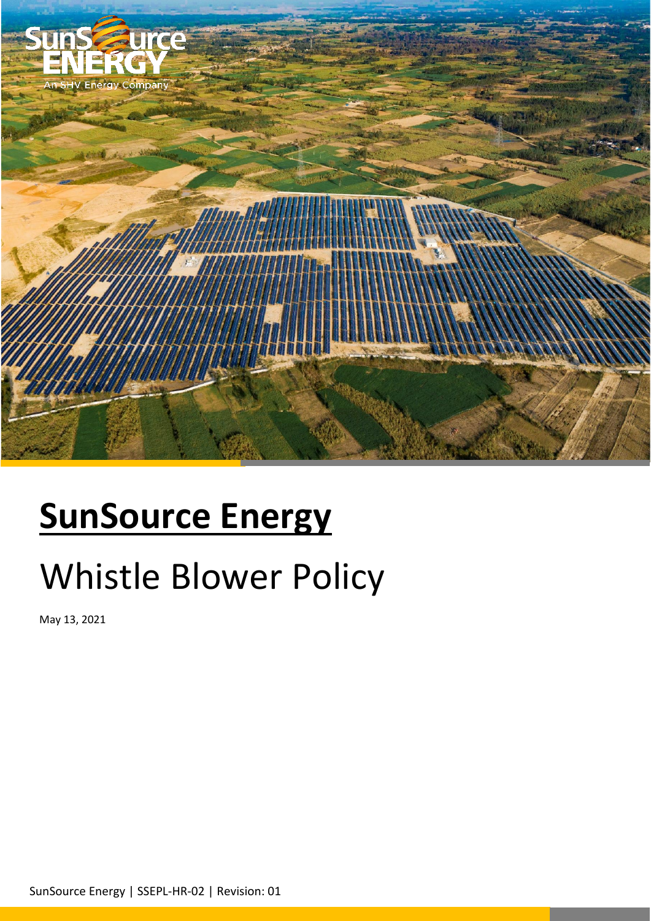# SunSource Energy

Whistle Blower Policy

May 13, 2021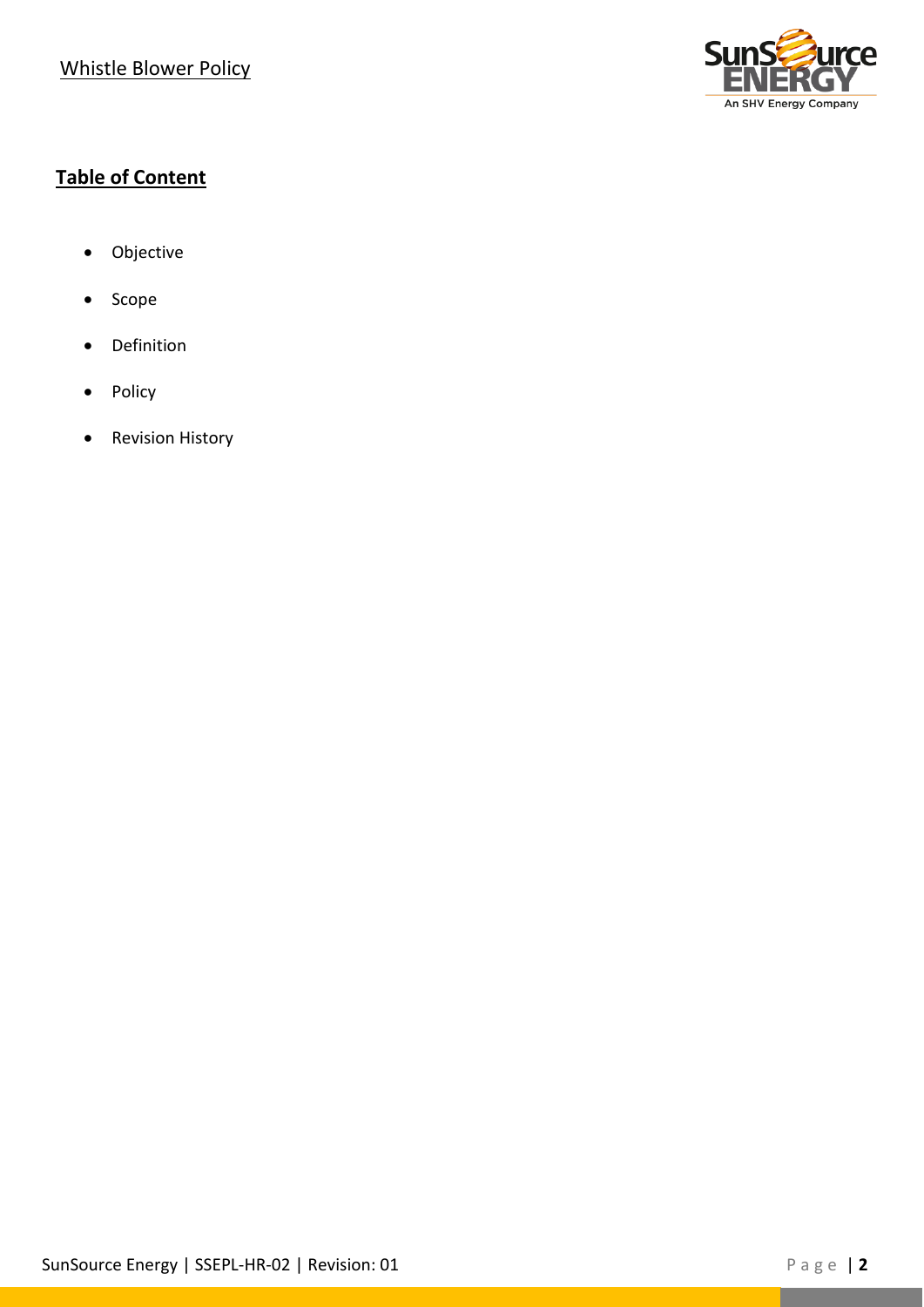## Table of Content

- Objective
- Scope
- Definition
- Policy
- Revision History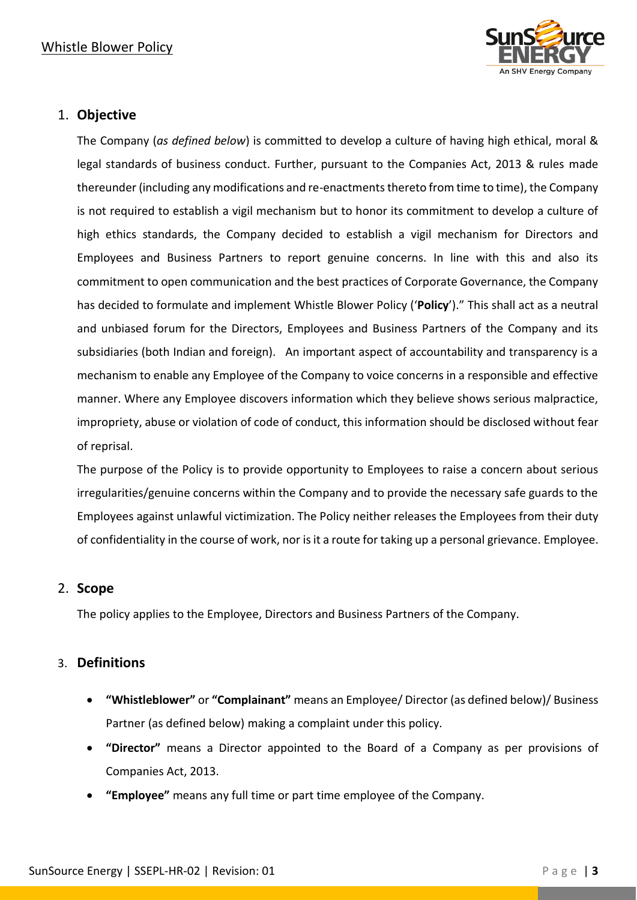## 1. **Objective**

The Company (*as defined below*) is committed to develop a culture of having high ethical, moral & legal standards of business conduct. Further, pursuant to the Companies Act, 2013 & rules made thereunder (including any modifications and re-enactments thereto from time to time), the Company is not required to establish a vigil mechanism but to honor its commitment to develop a culture of high ethics standards, the Company decided to establish a vigil mechanism for Directors and Employees and Business Partners to report genuine concerns. In line with this and also its commitment to open communication and the best practices of Corporate Governance, the Company has decided to formulate and implement Whistle Blower Policy ('**Policy**')." This shall act as a neutral and unbiased forum for the Directors, Employees and Business Partners of the Company and its subsidiaries (both Indian and foreign). An important aspect of accountability and transparency is a mechanism to enable any Employee of the Company to voice concerns in a responsible and effective manner. Where any Employee discovers information which they believe shows serious malpractice, impropriety, abuse or violation of code of conduct, this information should be disclosed without fear of reprisal.

The purpose of the Policy is to provide opportunity to Employees to raise a concern about serious irregularities/genuine concerns within the Company and to provide the necessary safe guards to the Employees against unlawful victimization. The Policy neither releases the Employees from their duty of confidentiality in the course of work, nor is it a route for taking up a personal grievance. Employee.

## 2. **Scope**

The policy applies to the Employee, Directors and Business Partners of the Company.

## 3. **Definitions**

- **"Whistleblower"** or **"Complainant"** means an Employee/ Director (as defined below)/ Business Partner (as defined below) making a complaint under this policy.
- **"Director"** means a Director appointed to the Board of a Company as per provisions of Companies Act, 2013.
- **"Employee"** means any full time or part time employee of the Company.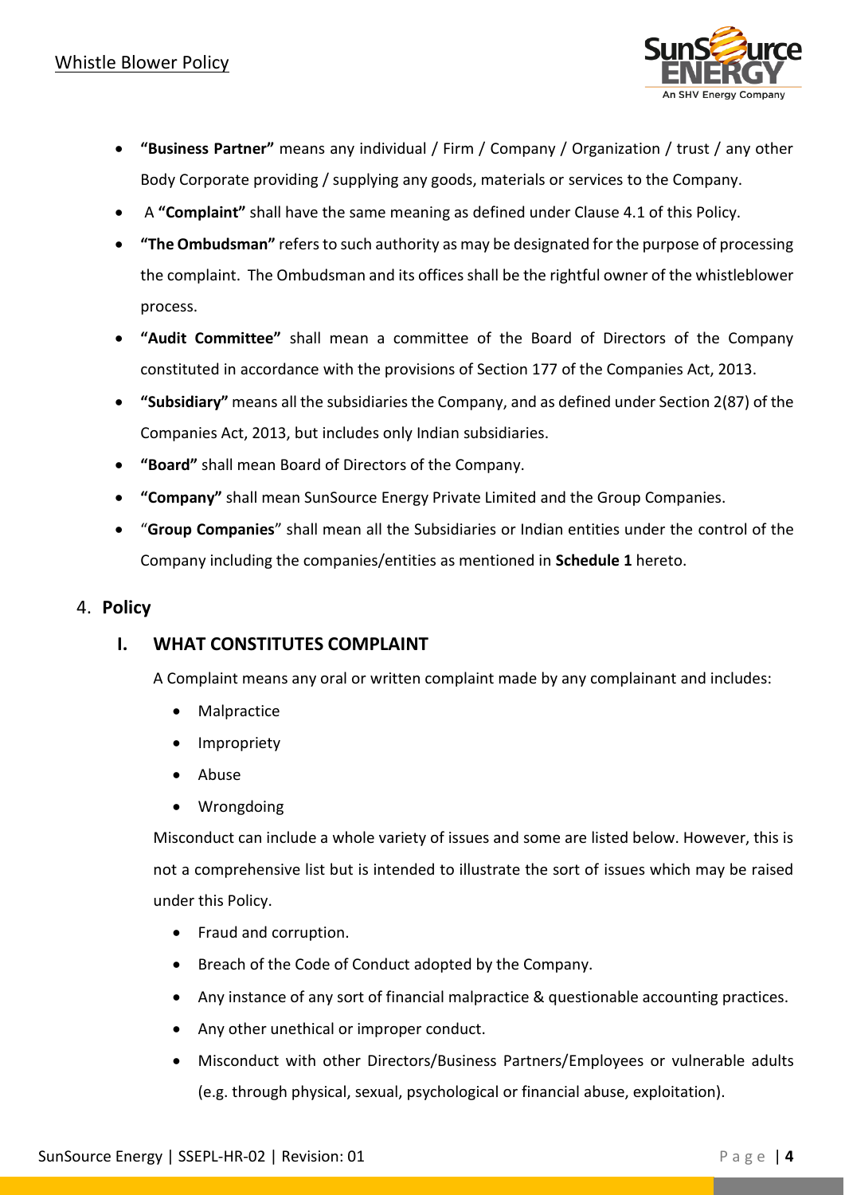- **"Business Partner"** means any individual / Firm / Company / Organization / trust / any other Body Corporate providing / supplying any goods, materials or services to the Company.
- A **"Complaint"** shall have the same meaning as defined under Clause 4.1 of this Policy.
- **"The Ombudsman"** refers to such authority as may be designated for the purpose of processing the complaint. The Ombudsman and its offices shall be the rightful owner of the whistleblower process.
- **"Audit Committee"** shall mean a committee of the Board of Directors of the Company constituted in accordance with the provisions of Section 177 of the Companies Act, 2013.
- **"Subsidiary"** means all the subsidiaries the Company, and as defined under Section 2(87) of the Companies Act, 2013, but includes only Indian subsidiaries.
- **"Board"** shall mean Board of Directors of the Company.
- **"Company"** shall mean SunSource Energy Private Limited and the Group Companies.
- "**Group Companies**" shall mean all the Subsidiaries or Indian entities under the control of the Company including the companies/entities as mentioned in **Schedule 1** hereto.

## 4. Policy

### I. WHAT CONSTITUTES COMPLAINT

A Complaint means any oral or written complaint made by any complainant and includes:

- Malpractice
- Impropriety
- Abuse
- Wrongdoing

Misconduct can include a whole variety of issues and some are listed below. However, this is not a comprehensive list but is intended to illustrate the sort of issues which may be raised under this Policy.

- Fraud and corruption.
- Breach of the Code of Conduct adopted by the Company.
- Any instance of any sort of financial malpractice & questionable accounting practices.
- Any other unethical or improper conduct.
- Misconduct with other Directors/Business Partners/Employees or vulnerable adults (e.g. through physical, sexual, psychological or financial abuse, exploitation).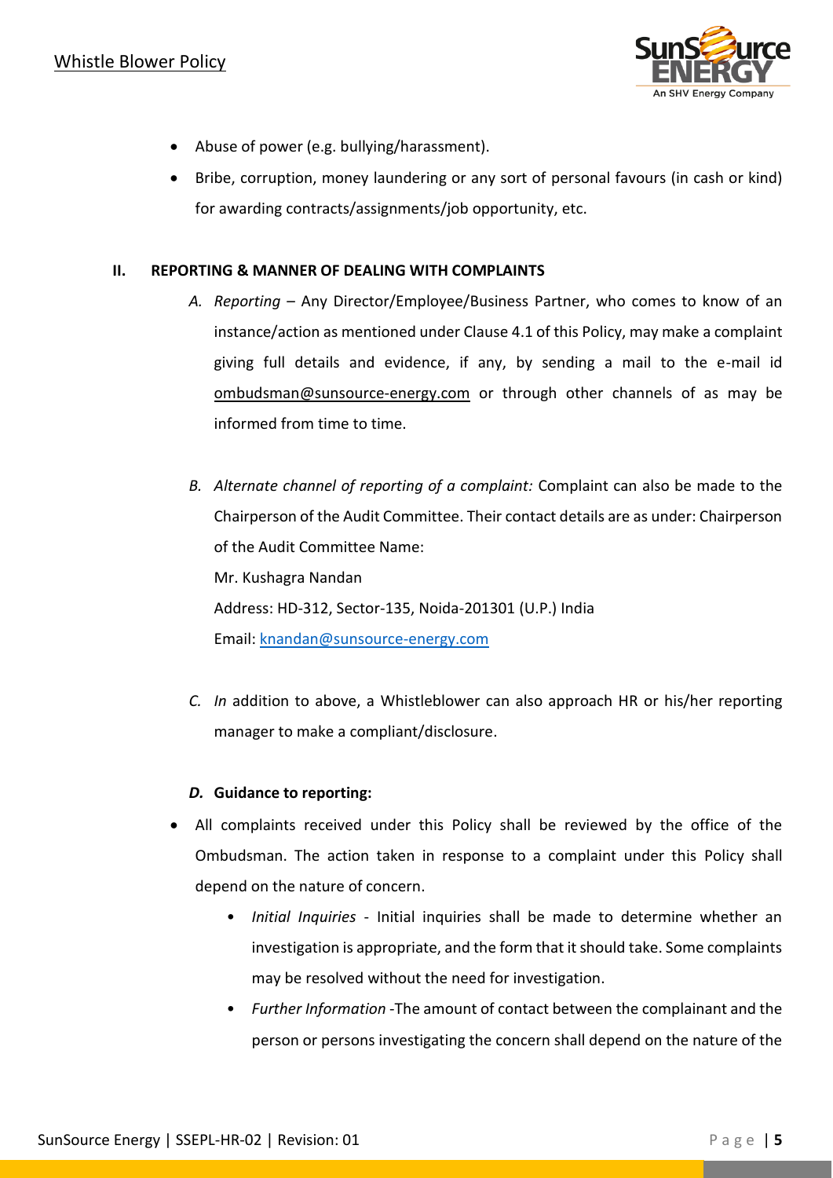- Abuse of power (e.g. bullying/harassment).
- Bribe, corruption, money laundering or any sort of personal favours (in cash or kind) for awarding contracts/assignments/job opportunity, etc.

## II. REPORTING & MANNER OF DEALING WITH COMPLAINTS

A. *Reporting* – Any Director/Employee/Business Partner, who comes to know of an instance/action as mentioned under Clause 4.1 of this Policy, may make a complaint giving full details and evidence, if any, by sending a mail to the e-mail id ombudsman@sunsource-energy.com or through other channels of as may be informed from time to time.

B. *Alternate channel of reporting of a complaint:* Complaint can also be made to the Chairperson of the Audit Committee. Their contact details are as under: Chairperson of the Audit Committee Name:
Mr. Kushagra Nandan
Address: HD-312, Sector-135, Noida-201301 (U.P.) India
Email: knandan@sunsource-energy.com

C. *In* addition to above, a Whistleblower can also approach HR or his/her reporting manager to make a compliant/disclosure.

***D.* Guidance to reporting:**

- All complaints received under this Policy shall be reviewed by the office of the Ombudsman. The action taken in response to a complaint under this Policy shall depend on the nature of concern.
  - *Initial Inquiries* - Initial inquiries shall be made to determine whether an investigation is appropriate, and the form that it should take. Some complaints may be resolved without the need for investigation.
  - *Further Information* -The amount of contact between the complainant and the person or persons investigating the concern shall depend on the nature of the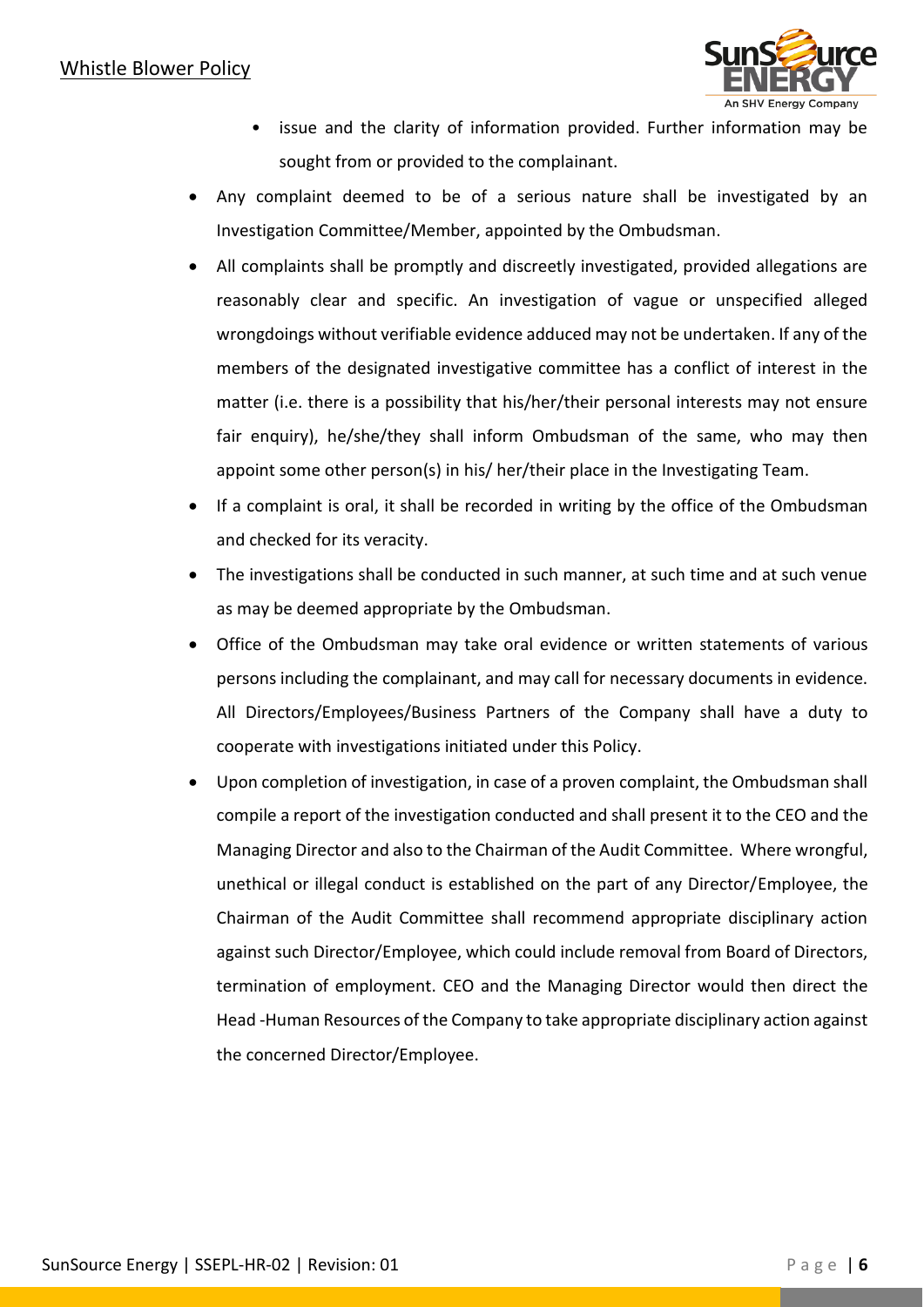- issue and the clarity of information provided. Further information may be sought from or provided to the complainant.

- Any complaint deemed to be of a serious nature shall be investigated by an Investigation Committee/Member, appointed by the Ombudsman.
- All complaints shall be promptly and discreetly investigated, provided allegations are reasonably clear and specific. An investigation of vague or unspecified alleged wrongdoings without verifiable evidence adduced may not be undertaken. If any of the members of the designated investigative committee has a conflict of interest in the matter (i.e. there is a possibility that his/her/their personal interests may not ensure fair enquiry), he/she/they shall inform Ombudsman of the same, who may then appoint some other person(s) in his/ her/their place in the Investigating Team.
- If a complaint is oral, it shall be recorded in writing by the office of the Ombudsman and checked for its veracity.
- The investigations shall be conducted in such manner, at such time and at such venue as may be deemed appropriate by the Ombudsman.
- Office of the Ombudsman may take oral evidence or written statements of various persons including the complainant, and may call for necessary documents in evidence. All Directors/Employees/Business Partners of the Company shall have a duty to cooperate with investigations initiated under this Policy.
- Upon completion of investigation, in case of a proven complaint, the Ombudsman shall compile a report of the investigation conducted and shall present it to the CEO and the Managing Director and also to the Chairman of the Audit Committee. Where wrongful, unethical or illegal conduct is established on the part of any Director/Employee, the Chairman of the Audit Committee shall recommend appropriate disciplinary action against such Director/Employee, which could include removal from Board of Directors, termination of employment. CEO and the Managing Director would then direct the Head -Human Resources of the Company to take appropriate disciplinary action against the concerned Director/Employee.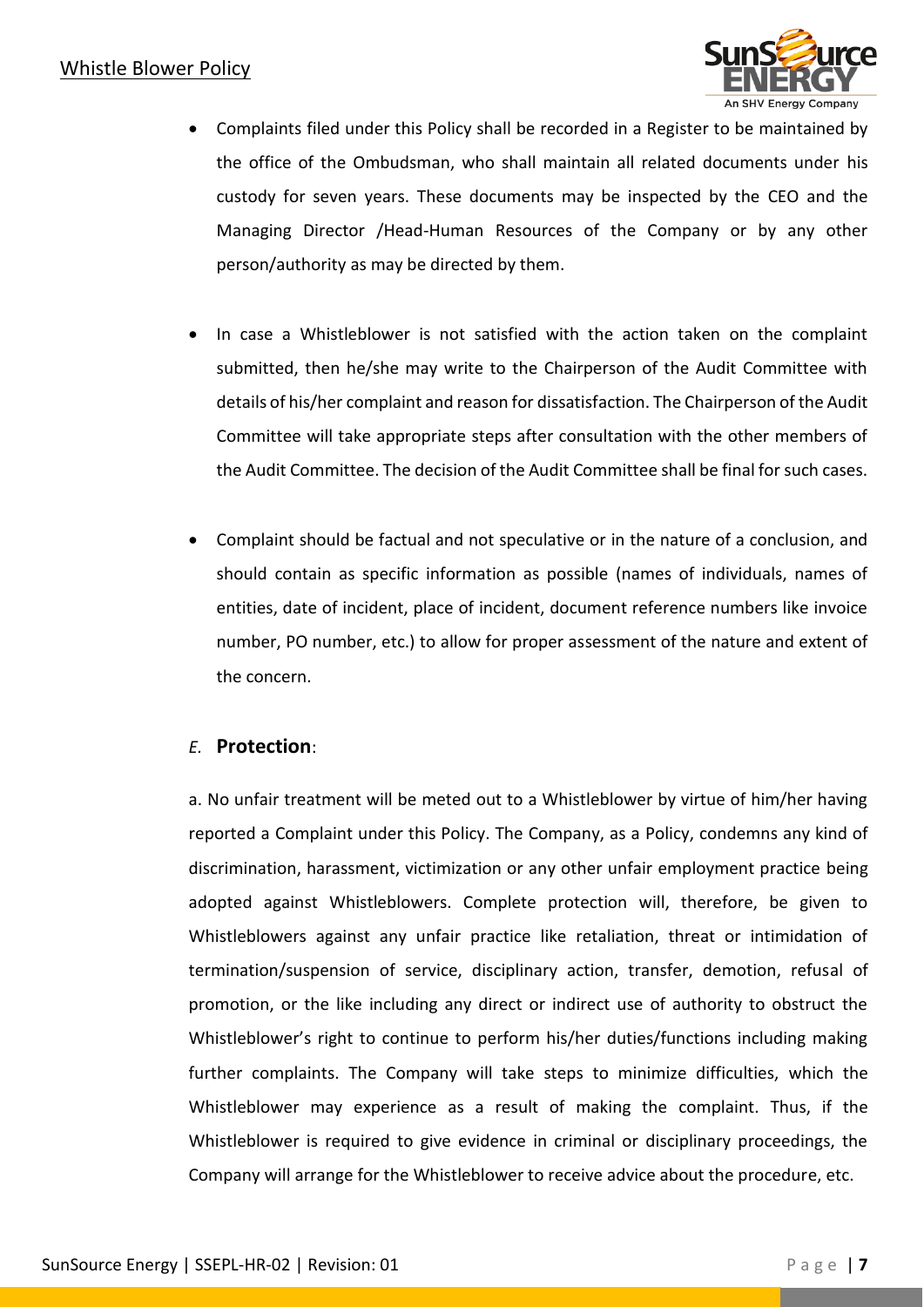- Complaints filed under this Policy shall be recorded in a Register to be maintained by the office of the Ombudsman, who shall maintain all related documents under his custody for seven years. These documents may be inspected by the CEO and the Managing Director /Head-Human Resources of the Company or by any other person/authority as may be directed by them.

- In case a Whistleblower is not satisfied with the action taken on the complaint submitted, then he/she may write to the Chairperson of the Audit Committee with details of his/her complaint and reason for dissatisfaction. The Chairperson of the Audit Committee will take appropriate steps after consultation with the other members of the Audit Committee. The decision of the Audit Committee shall be final for such cases.

- Complaint should be factual and not speculative or in the nature of a conclusion, and should contain as specific information as possible (names of individuals, names of entities, date of incident, place of incident, document reference numbers like invoice number, PO number, etc.) to allow for proper assessment of the nature and extent of the concern.

### *E.* **Protection**:

a. No unfair treatment will be meted out to a Whistleblower by virtue of him/her having reported a Complaint under this Policy. The Company, as a Policy, condemns any kind of discrimination, harassment, victimization or any other unfair employment practice being adopted against Whistleblowers. Complete protection will, therefore, be given to Whistleblowers against any unfair practice like retaliation, threat or intimidation of termination/suspension of service, disciplinary action, transfer, demotion, refusal of promotion, or the like including any direct or indirect use of authority to obstruct the Whistleblower's right to continue to perform his/her duties/functions including making further complaints. The Company will take steps to minimize difficulties, which the Whistleblower may experience as a result of making the complaint. Thus, if the Whistleblower is required to give evidence in criminal or disciplinary proceedings, the Company will arrange for the Whistleblower to receive advice about the procedure, etc.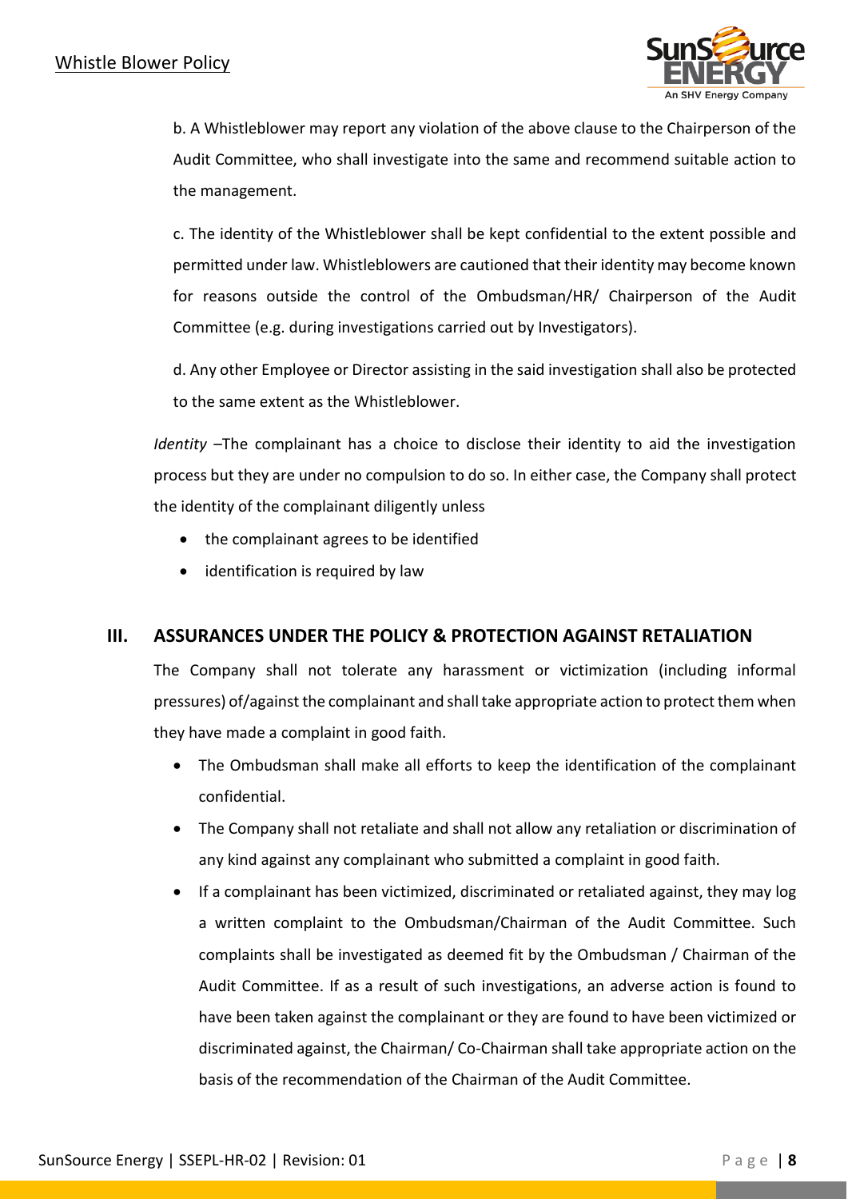b. A Whistleblower may report any violation of the above clause to the Chairperson of the Audit Committee, who shall investigate into the same and recommend suitable action to the management.

c. The identity of the Whistleblower shall be kept confidential to the extent possible and permitted under law. Whistleblowers are cautioned that their identity may become known for reasons outside the control of the Ombudsman/HR/ Chairperson of the Audit Committee (e.g. during investigations carried out by Investigators).

d. Any other Employee or Director assisting in the said investigation shall also be protected to the same extent as the Whistleblower.

*Identity* –The complainant has a choice to disclose their identity to aid the investigation process but they are under no compulsion to do so. In either case, the Company shall protect the identity of the complainant diligently unless

- the complainant agrees to be identified
- identification is required by law

## III. ASSURANCES UNDER THE POLICY & PROTECTION AGAINST RETALIATION

The Company shall not tolerate any harassment or victimization (including informal pressures) of/against the complainant and shall take appropriate action to protect them when they have made a complaint in good faith.

- The Ombudsman shall make all efforts to keep the identification of the complainant confidential.
- The Company shall not retaliate and shall not allow any retaliation or discrimination of any kind against any complainant who submitted a complaint in good faith.
- If a complainant has been victimized, discriminated or retaliated against, they may log a written complaint to the Ombudsman/Chairman of the Audit Committee. Such complaints shall be investigated as deemed fit by the Ombudsman / Chairman of the Audit Committee. If as a result of such investigations, an adverse action is found to have been taken against the complainant or they are found to have been victimized or discriminated against, the Chairman/ Co-Chairman shall take appropriate action on the basis of the recommendation of the Chairman of the Audit Committee.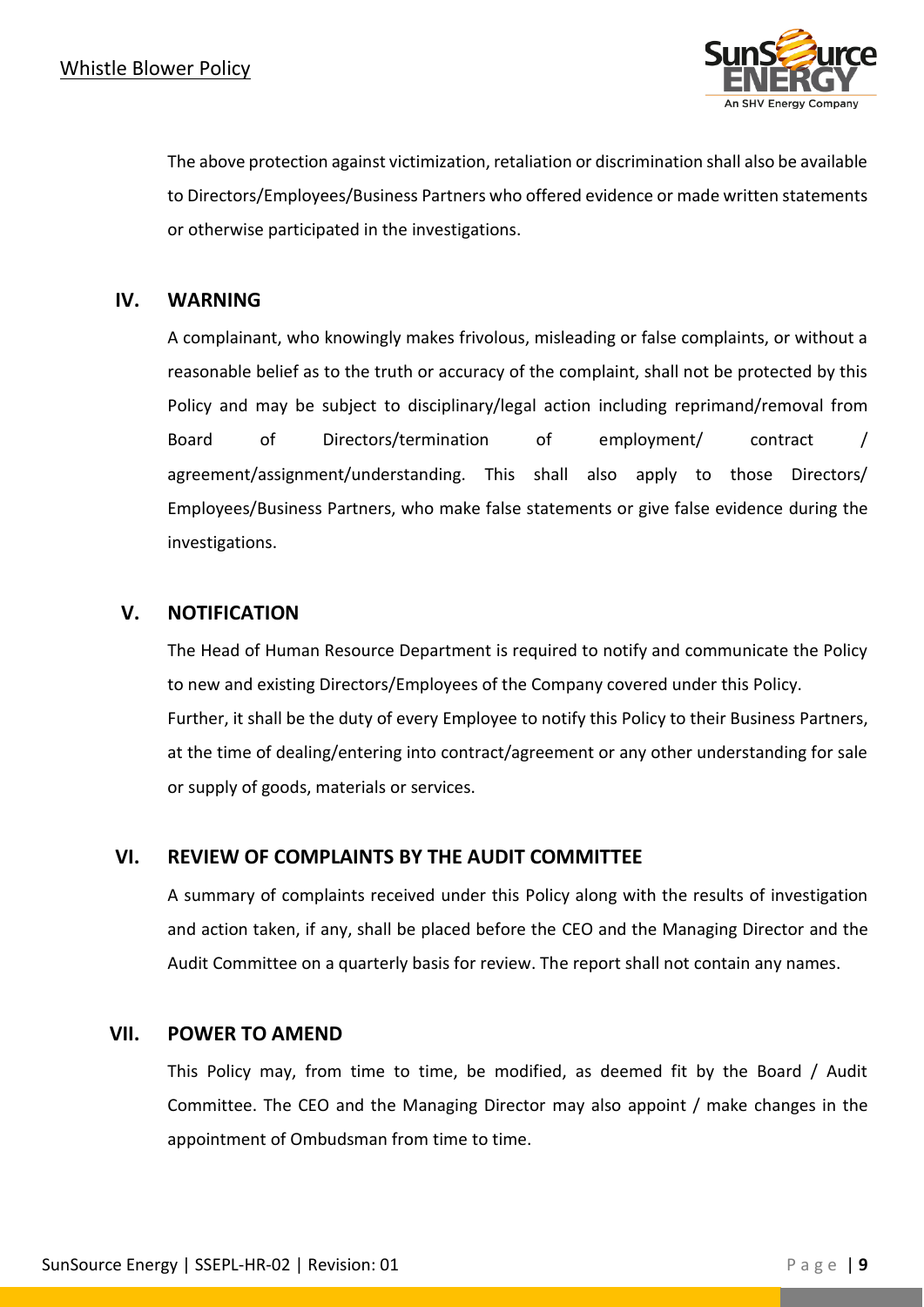The above protection against victimization, retaliation or discrimination shall also be available to Directors/Employees/Business Partners who offered evidence or made written statements or otherwise participated in the investigations.

## IV. WARNING

A complainant, who knowingly makes frivolous, misleading or false complaints, or without a reasonable belief as to the truth or accuracy of the complaint, shall not be protected by this Policy and may be subject to disciplinary/legal action including reprimand/removal from Board of Directors/termination of employment/ contract / agreement/assignment/understanding. This shall also apply to those Directors/ Employees/Business Partners, who make false statements or give false evidence during the investigations.

## V. NOTIFICATION

The Head of Human Resource Department is required to notify and communicate the Policy to new and existing Directors/Employees of the Company covered under this Policy.
Further, it shall be the duty of every Employee to notify this Policy to their Business Partners, at the time of dealing/entering into contract/agreement or any other understanding for sale or supply of goods, materials or services.

## VI. REVIEW OF COMPLAINTS BY THE AUDIT COMMITTEE

A summary of complaints received under this Policy along with the results of investigation and action taken, if any, shall be placed before the CEO and the Managing Director and the Audit Committee on a quarterly basis for review. The report shall not contain any names.

## VII. POWER TO AMEND

This Policy may, from time to time, be modified, as deemed fit by the Board / Audit Committee. The CEO and the Managing Director may also appoint / make changes in the appointment of Ombudsman from time to time.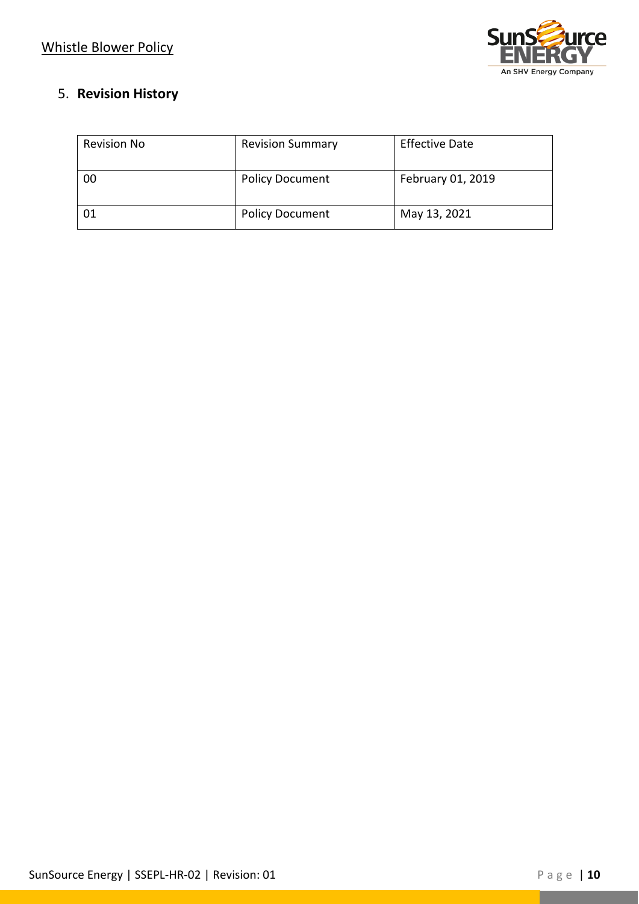## 5. **Revision History**

| Revision No | Revision Summary | Effective Date |
|---|---|---|
| 00 | Policy Document | February 01, 2019 |
| 01 | Policy Document | May 13, 2021 |